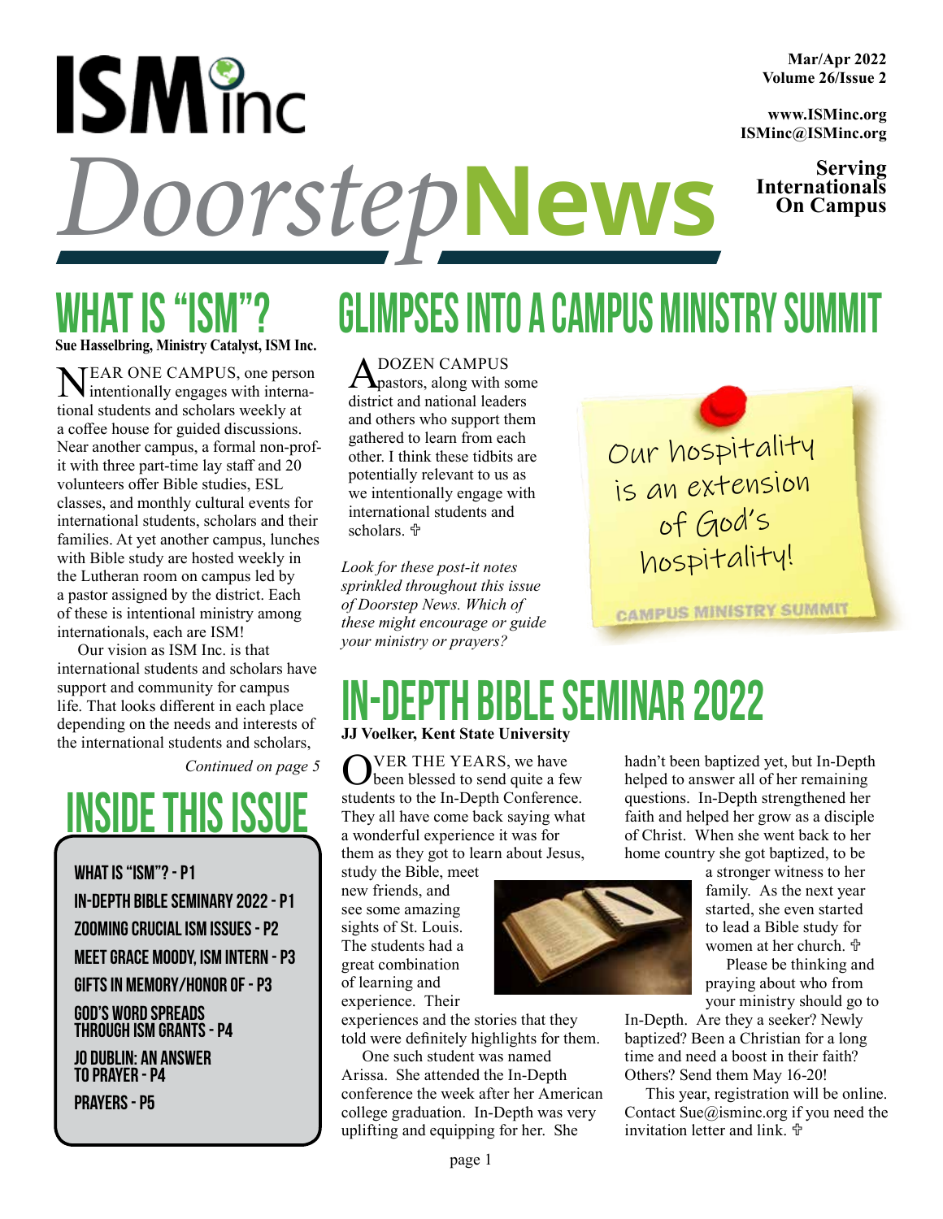# ISM inc DoorstepNews

**Mar/Apr 2022**
**Volume 26/Issue 2**

**www.ISMinc.org**
**ISMinc@ISMinc.org**

**Serving Internationals On Campus**

## WHAT IS "ISM"?

**Sue Hasselbring, Ministry Catalyst, ISM Inc.**

NEAR ONE CAMPUS, one person intentionally engages with international students and scholars weekly at a coffee house for guided discussions. Near another campus, a formal non-profit with three part-time lay staff and 20 volunteers offer Bible studies, ESL classes, and monthly cultural events for international students, scholars and their families. At yet another campus, lunches with Bible study are hosted weekly in the Lutheran room on campus led by a pastor assigned by the district. Each of these is intentional ministry among internationals, each are ISM!

Our vision as ISM Inc. is that international students and scholars have support and community for campus life. That looks different in each place depending on the needs and interests of the international students and scholars,

*Continued on page 5*

## INSIDE THIS ISSUE

- What is "ISM"? - P1
- In-Depth Bible Seminary 2022 - P1
- Zooming Crucial ISM Issues - P2
- Meet Grace Moody, ISM Intern - P3
- Gifts in Memory/Honor of - P3
- God's Word Spreads Through ISM Grants - P4
- Jo Dublin: An Answer to Prayer - P4
- Prayers - P5

## GLIMPSES INTO A CAMPUS MINISTRY SUMMIT

A DOZEN CAMPUS pastors, along with some district and national leaders and others who support them gathered to learn from each other. I think these tidbits are potentially relevant to us as we intentionally engage with international students and scholars. ✠

*Look for these post-it notes sprinkled throughout this issue of Doorstep News. Which of these might encourage or guide your ministry or prayers?*

> Our hospitality is an extension of God's hospitality!
>
> CAMPUS MINISTRY SUMMIT

## IN-DEPTH BIBLE SEMINAR 2022

**JJ Voelker, Kent State University**

OVER THE YEARS, we have been blessed to send quite a few students to the In-Depth Conference. They all have come back saying what a wonderful experience it was for them as they got to learn about Jesus, study the Bible, meet new friends, and see some amazing sights of St. Louis. The students had a great combination of learning and experience. Their experiences and the stories that they told were definitely highlights for them.

One such student was named Arissa. She attended the In-Depth conference the week after her American college graduation. In-Depth was very uplifting and equipping for her. She hadn't been baptized yet, but In-Depth helped to answer all of her remaining questions. In-Depth strengthened her faith and helped her grow as a disciple of Christ. When she went back to her home country she got baptized, to be a stronger witness to her family. As the next year started, she even started to lead a Bible study for women at her church. ✠

Please be thinking and praying about who from your ministry should go to In-Depth. Are they a seeker? Newly baptized? Been a Christian for a long time and need a boost in their faith? Others? Send them May 16-20!

This year, registration will be online. Contact Sue@isminc.org if you need the invitation letter and link. ✠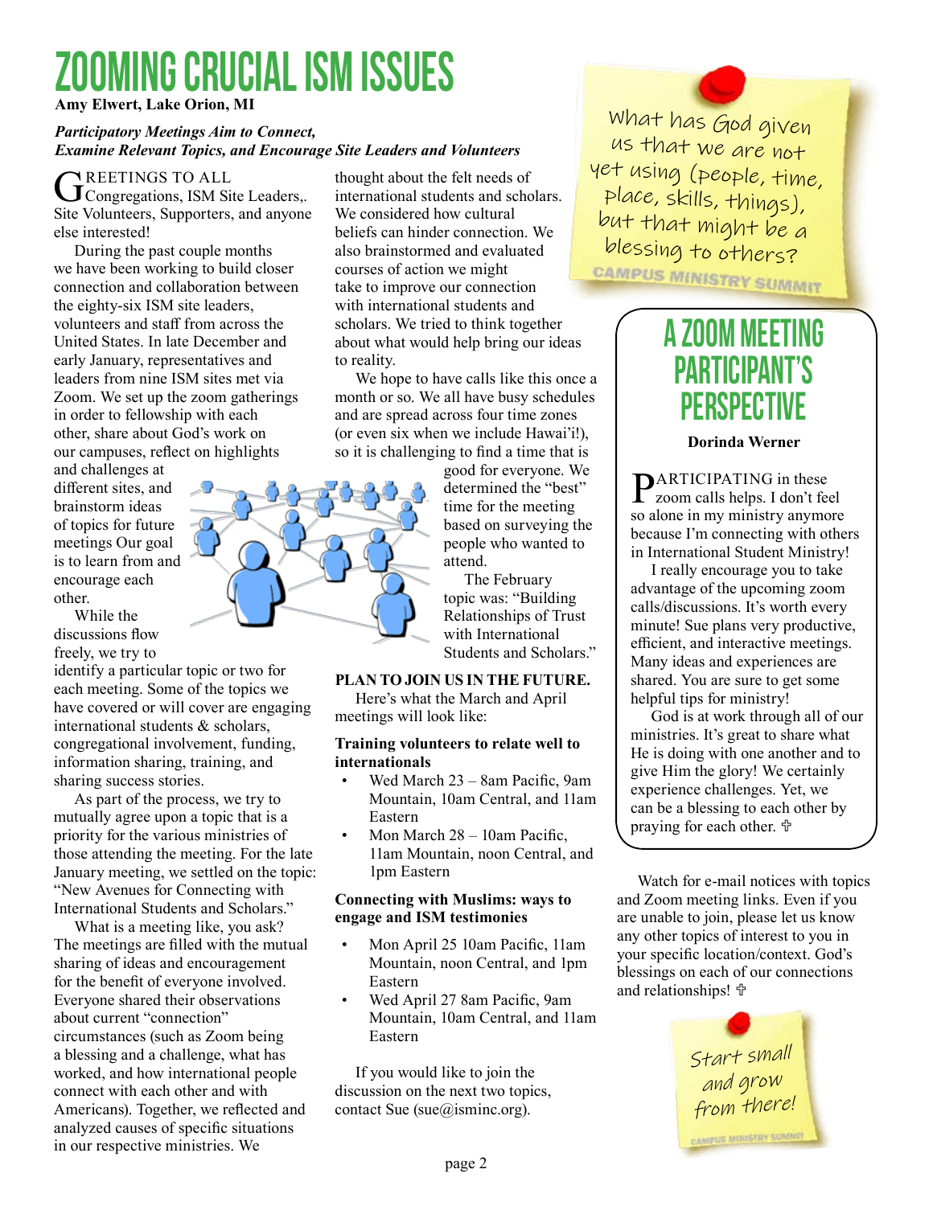# ZOOMING CRUCIAL ISM ISSUES

**Amy Elwert, Lake Orion, MI**

***Participatory Meetings Aim to Connect, Examine Relevant Topics, and Encourage Site Leaders and Volunteers***

GREETINGS TO ALL Congregations, ISM Site Leaders,. Site Volunteers, Supporters, and anyone else interested!

During the past couple months we have been working to build closer connection and collaboration between the eighty-six ISM site leaders, volunteers and staff from across the United States. In late December and early January, representatives and leaders from nine ISM sites met via Zoom. We set up the zoom gatherings in order to fellowship with each other, share about God's work on our campuses, reflect on highlights and challenges at different sites, and brainstorm ideas of topics for future meetings Our goal is to learn from and encourage each other.

While the discussions flow freely, we try to identify a particular topic or two for each meeting. Some of the topics we have covered or will cover are engaging international students & scholars, congregational involvement, funding, information sharing, training, and sharing success stories.

As part of the process, we try to mutually agree upon a topic that is a priority for the various ministries of those attending the meeting. For the late January meeting, we settled on the topic: "New Avenues for Connecting with International Students and Scholars."

What is a meeting like, you ask? The meetings are filled with the mutual sharing of ideas and encouragement for the benefit of everyone involved. Everyone shared their observations about current "connection" circumstances (such as Zoom being a blessing and a challenge, what has worked, and how international people connect with each other and with Americans). Together, we reflected and analyzed causes of specific situations in our respective ministries. We thought about the felt needs of international students and scholars. We considered how cultural beliefs can hinder connection. We also brainstormed and evaluated courses of action we might take to improve our connection with international students and scholars. We tried to think together about what would help bring our ideas to reality.

We hope to have calls like this once a month or so. We all have busy schedules and are spread across four time zones (or even six when we include Hawai'i!), so it is challenging to find a time that is good for everyone. We determined the "best" time for the meeting based on surveying the people who wanted to attend.

The February topic was: "Building Relationships of Trust with International Students and Scholars."

**PLAN TO JOIN US IN THE FUTURE.**

Here's what the March and April meetings will look like:

**Training volunteers to relate well to internationals**

- Wed March 23 – 8am Pacific, 9am Mountain, 10am Central, and 11am Eastern
- Mon March 28 – 10am Pacific, 11am Mountain, noon Central, and 1pm Eastern

**Connecting with Muslims: ways to engage and ISM testimonies**

- Mon April 25 10am Pacific, 11am Mountain, noon Central, and 1pm Eastern
- Wed April 27 8am Pacific, 9am Mountain, 10am Central, and 11am Eastern

If you would like to join the discussion on the next two topics, contact Sue (sue@isminc.org).

What has God given us that we are not yet using (people, time, place, skills, things), but that might be a blessing to others?

CAMPUS MINISTRY SUMMIT

## A ZOOM MEETING PARTICIPANT'S PERSPECTIVE

**Dorinda Werner**

PARTICIPATING in these zoom calls helps. I don't feel so alone in my ministry anymore because I'm connecting with others in International Student Ministry!

I really encourage you to take advantage of the upcoming zoom calls/discussions. It's worth every minute! Sue plans very productive, efficient, and interactive meetings. Many ideas and experiences are shared. You are sure to get some helpful tips for ministry!

God is at work through all of our ministries. It's great to share what He is doing with one another and to give Him the glory! We certainly experience challenges. Yet, we can be a blessing to each other by praying for each other. ♱

Watch for e-mail notices with topics and Zoom meeting links. Even if you are unable to join, please let us know any other topics of interest to you in your specific location/context. God's blessings on each of our connections and relationships! ♱

Start small and grow from there!

CAMPUS MINISTRY SUMMIT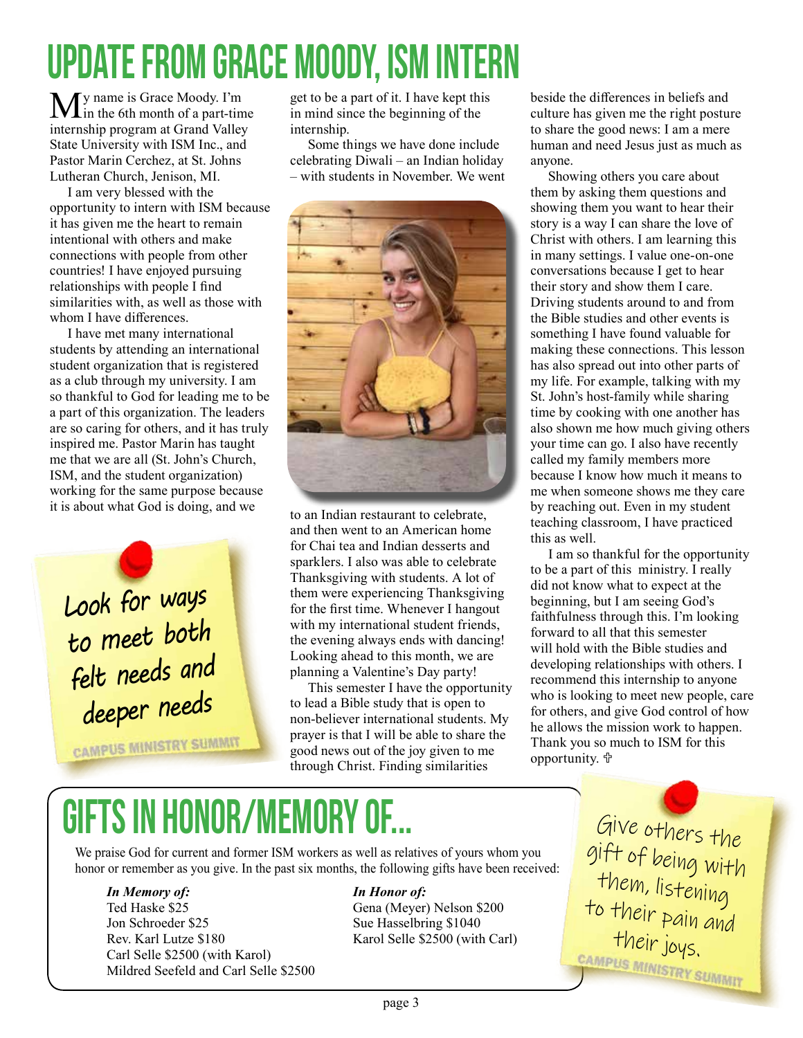# UPDATE FROM GRACE MOODY, ISM INTERN

My name is Grace Moody. I'm in the 6th month of a part-time internship program at Grand Valley State University with ISM Inc., and Pastor Marin Cerchez, at St. Johns Lutheran Church, Jenison, MI.

I am very blessed with the opportunity to intern with ISM because it has given me the heart to remain intentional with others and make connections with people from other countries! I have enjoyed pursuing relationships with people I find similarities with, as well as those with whom I have differences.

I have met many international students by attending an international student organization that is registered as a club through my university. I am so thankful to God for leading me to be a part of this organization. The leaders are so caring for others, and it has truly inspired me. Pastor Marin has taught me that we are all (St. John's Church, ISM, and the student organization) working for the same purpose because it is about what God is doing, and we get to be a part of it. I have kept this in mind since the beginning of the internship.

Some things we have done include celebrating Diwali – an Indian holiday – with students in November. We went to an Indian restaurant to celebrate, and then went to an American home for Chai tea and Indian desserts and sparklers. I also was able to celebrate Thanksgiving with students. A lot of them were experiencing Thanksgiving for the first time. Whenever I hangout with my international student friends, the evening always ends with dancing! Looking ahead to this month, we are planning a Valentine's Day party!

This semester I have the opportunity to lead a Bible study that is open to non-believer international students. My prayer is that I will be able to share the good news out of the joy given to me through Christ. Finding similarities beside the differences in beliefs and culture has given me the right posture to share the good news: I am a mere human and need Jesus just as much as anyone.

Showing others you care about them by asking them questions and showing them you want to hear their story is a way I can share the love of Christ with others. I am learning this in many settings. I value one-on-one conversations because I get to hear their story and show them I care. Driving students around to and from the Bible studies and other events is something I have found valuable for making these connections. This lesson has also spread out into other parts of my life. For example, talking with my St. John's host-family while sharing time by cooking with one another has also shown me how much giving others your time can go. I also have recently called my family members more because I know how much it means to me when someone shows me they care by reaching out. Even in my student teaching classroom, I have practiced this as well.

I am so thankful for the opportunity to be a part of this ministry. I really did not know what to expect at the beginning, but I am seeing God's faithfulness through this. I'm looking forward to all that this semester will hold with the Bible studies and developing relationships with others. I recommend this internship to anyone who is looking to meet new people, care for others, and give God control of how he allows the mission work to happen. Thank you so much to ISM for this opportunity. ✞

> Look for ways to meet both felt needs and deeper needs
>
> CAMPUS MINISTRY SUMMIT

# GIFTS IN HONOR/MEMORY OF...

We praise God for current and former ISM workers as well as relatives of yours whom you honor or remember as you give. In the past six months, the following gifts have been received:

***In Memory of:***
Ted Haske $25
Jon Schroeder $25
Rev. Karl Lutze $180
Carl Selle $2500 (with Karol)
Mildred Seefeld and Carl Selle $2500

***In Honor of:***
Gena (Meyer) Nelson $200
Sue Hasselbring $1040
Karol Selle $2500 (with Carl)

> Give others the gift of being with them, listening to their pain and their joys.
>
> CAMPUS MINISTRY SUMMIT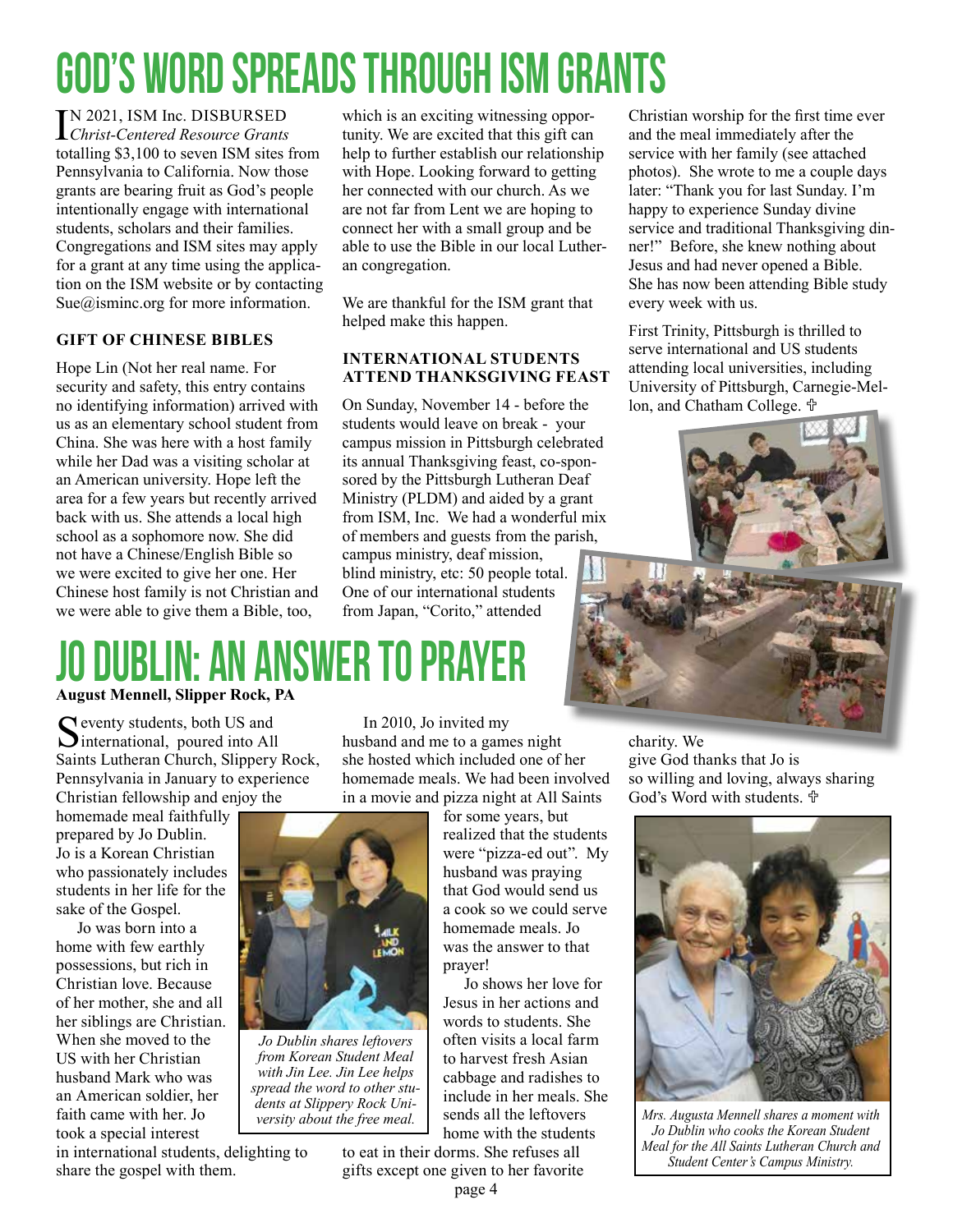# GOD'S WORD SPREADS THROUGH ISM GRANTS

IN 2021, ISM Inc. DISBURSED *Christ-Centered Resource Grants* totalling $3,100 to seven ISM sites from Pennsylvania to California. Now those grants are bearing fruit as God's people intentionally engage with international students, scholars and their families. Congregations and ISM sites may apply for a grant at any time using the application on the ISM website or by contacting Sue@isminc.org for more information.

### GIFT OF CHINESE BIBLES

Hope Lin (Not her real name. For security and safety, this entry contains no identifying information) arrived with us as an elementary school student from China. She was here with a host family while her Dad was a visiting scholar at an American university. Hope left the area for a few years but recently arrived back with us. She attends a local high school as a sophomore now. She did not have a Chinese/English Bible so we were excited to give her one. Her Chinese host family is not Christian and we were able to give them a Bible, too, which is an exciting witnessing opportunity. We are excited that this gift can help to further establish our relationship with Hope. Looking forward to getting her connected with our church. As we are not far from Lent we are hoping to connect her with a small group and be able to use the Bible in our local Lutheran congregation.

We are thankful for the ISM grant that helped make this happen.

### INTERNATIONAL STUDENTS ATTEND THANKSGIVING FEAST

On Sunday, November 14 - before the students would leave on break - your campus mission in Pittsburgh celebrated its annual Thanksgiving feast, co-sponsored by the Pittsburgh Lutheran Deaf Ministry (PLDM) and aided by a grant from ISM, Inc. We had a wonderful mix of members and guests from the parish, campus ministry, deaf mission, blind ministry, etc: 50 people total. One of our international students from Japan, "Corito," attended Christian worship for the first time ever and the meal immediately after the service with her family (see attached photos). She wrote to me a couple days later: "Thank you for last Sunday. I'm happy to experience Sunday divine service and traditional Thanksgiving dinner!" Before, she knew nothing about Jesus and had never opened a Bible. She has now been attending Bible study every week with us.

First Trinity, Pittsburgh is thrilled to serve international and US students attending local universities, including University of Pittsburgh, Carnegie-Mellon, and Chatham College. ✠

# JO DUBLIN: AN ANSWER TO PRAYER

**August Mennell, Slipper Rock, PA**

Seventy students, both US and international, poured into All Saints Lutheran Church, Slippery Rock, Pennsylvania in January to experience Christian fellowship and enjoy the homemade meal faithfully prepared by Jo Dublin. Jo is a Korean Christian who passionately includes students in her life for the sake of the Gospel.

Jo was born into a home with few earthly possessions, but rich in Christian love. Because of her mother, she and all her siblings are Christian. When she moved to the US with her Christian husband Mark who was an American soldier, her faith came with her. Jo took a special interest in international students, delighting to share the gospel with them.

*Jo Dublin shares leftovers from Korean Student Meal with Jin Lee. Jin Lee helps spread the word to other students at Slippery Rock University about the free meal.*

In 2010, Jo invited my husband and me to a games night she hosted which included one of her homemade meals. We had been involved in a movie and pizza night at All Saints for some years, but realized that the students were "pizza-ed out". My husband was praying that God would send us a cook so we could serve homemade meals. Jo was the answer to that prayer!

Jo shows her love for Jesus in her actions and words to students. She often visits a local farm to harvest fresh Asian cabbage and radishes to include in her meals. She sends all the leftovers home with the students to eat in their dorms. She refuses all gifts except one given to her favorite charity. We give God thanks that Jo is so willing and loving, always sharing God's Word with students. ✠

*Mrs. Augusta Mennell shares a moment with Jo Dublin who cooks the Korean Student Meal for the All Saints Lutheran Church and Student Center's Campus Ministry.*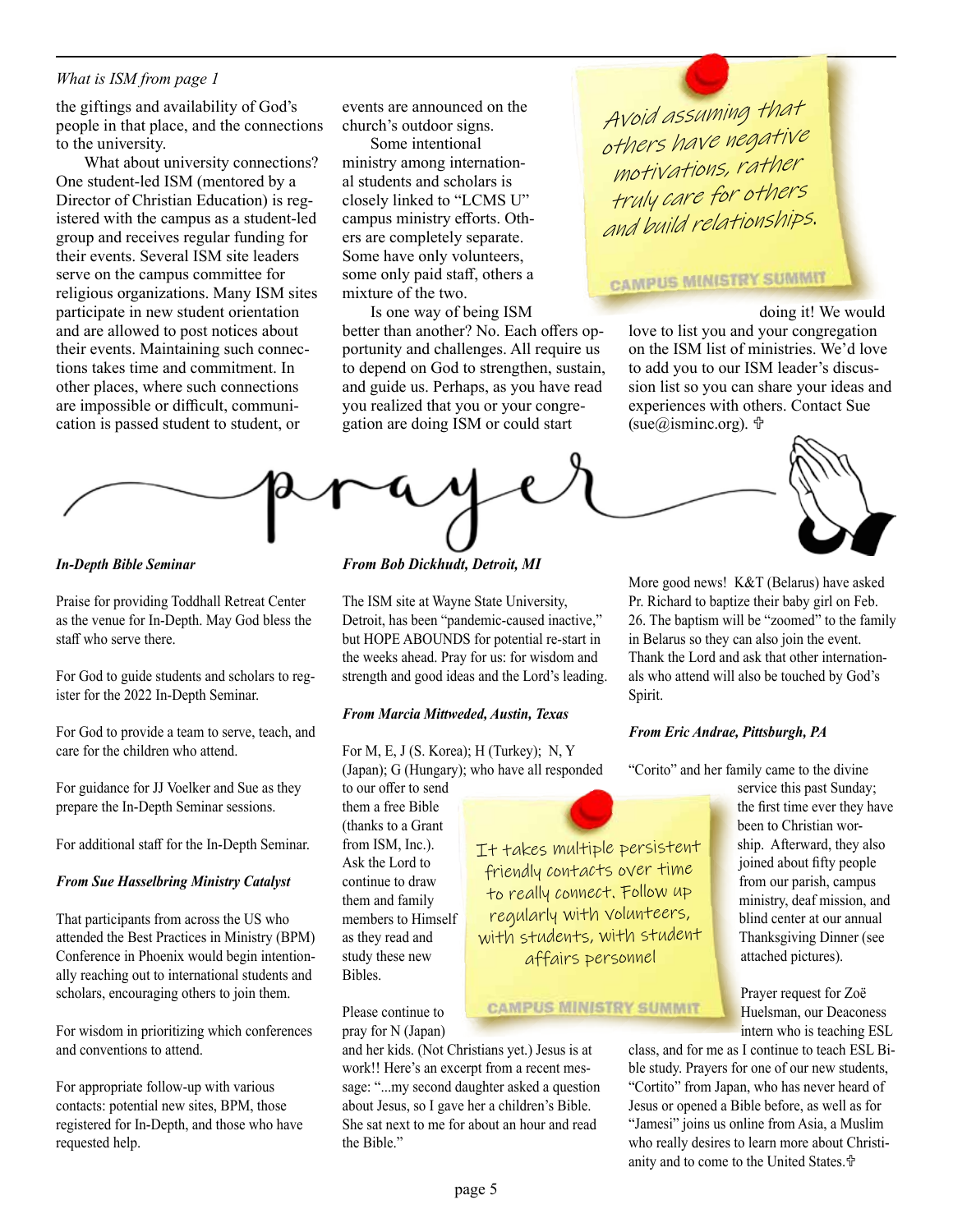*What is ISM from page 1*

the giftings and availability of God's people in that place, and the connections to the university.

What about university connections? One student-led ISM (mentored by a Director of Christian Education) is registered with the campus as a student-led group and receives regular funding for their events. Several ISM site leaders serve on the campus committee for religious organizations. Many ISM sites participate in new student orientation and are allowed to post notices about their events. Maintaining such connections takes time and commitment. In other places, where such connections are impossible or difficult, communication is passed student to student, or events are announced on the church's outdoor signs.

Some intentional ministry among international students and scholars is closely linked to "LCMS U" campus ministry efforts. Others are completely separate. Some have only volunteers, some only paid staff, others a mixture of the two.

Is one way of being ISM better than another? No. Each offers opportunity and challenges. All require us to depend on God to strengthen, sustain, and guide us. Perhaps, as you have read you realized that you or your congregation are doing ISM or could start doing it! We would love to list you and your congregation on the ISM list of ministries. We'd love to add you to our ISM leader's discussion list so you can share your ideas and experiences with others. Contact Sue (sue@isminc.org). ✞

> Avoid assuming that others have negative motivations, rather truly care for others and build relationships.
>
> CAMPUS MINISTRY SUMMIT

# prayer

***In-Depth Bible Seminar***

Praise for providing Toddhall Retreat Center as the venue for In-Depth. May God bless the staff who serve there.

For God to guide students and scholars to register for the 2022 In-Depth Seminar.

For God to provide a team to serve, teach, and care for the children who attend.

For guidance for JJ Voelker and Sue as they prepare the In-Depth Seminar sessions.

For additional staff for the In-Depth Seminar.

***From Sue Hasselbring Ministry Catalyst***

That participants from across the US who attended the Best Practices in Ministry (BPM) Conference in Phoenix would begin intentionally reaching out to international students and scholars, encouraging others to join them.

For wisdom in prioritizing which conferences and conventions to attend.

For appropriate follow-up with various contacts: potential new sites, BPM, those registered for In-Depth, and those who have requested help.

***From Bob Dickhudt, Detroit, MI***

The ISM site at Wayne State University, Detroit, has been "pandemic-caused inactive," but HOPE ABOUNDS for potential re-start in the weeks ahead. Pray for us: for wisdom and strength and good ideas and the Lord's leading.

***From Marcia Mittweded, Austin, Texas***

For M, E, J (S. Korea); H (Turkey); N, Y (Japan); G (Hungary); who have all responded to our offer to send them a free Bible (thanks to a Grant from ISM, Inc.). Ask the Lord to continue to draw them and family members to Himself as they read and study these new Bibles.

Please continue to pray for N (Japan) and her kids. (Not Christians yet.) Jesus is at work!! Here's an excerpt from a recent message: "...my second daughter asked a question about Jesus, so I gave her a children's Bible. She sat next to me for about an hour and read the Bible."

> It takes multiple persistent friendly contacts over time to really connect. Follow up regularly with volunteers, with students, with student affairs personnel
>
> CAMPUS MINISTRY SUMMIT

More good news! K&T (Belarus) have asked Pr. Richard to baptize their baby girl on Feb. 26. The baptism will be "zoomed" to the family in Belarus so they can also join the event. Thank the Lord and ask that other internationals who attend will also be touched by God's Spirit.

***From Eric Andrae, Pittsburgh, PA***

"Corito" and her family came to the divine service this past Sunday; the first time ever they have been to Christian worship. Afterward, they also joined about fifty people from our parish, campus ministry, deaf mission, and blind center at our annual Thanksgiving Dinner (see attached pictures).

Prayer request for Zoë Huelsman, our Deaconess intern who is teaching ESL class, and for me as I continue to teach ESL Bible study. Prayers for one of our new students, "Cortito" from Japan, who has never heard of Jesus or opened a Bible before, as well as for "Jamesi" joins us online from Asia, a Muslim who really desires to learn more about Christianity and to come to the United States. ✞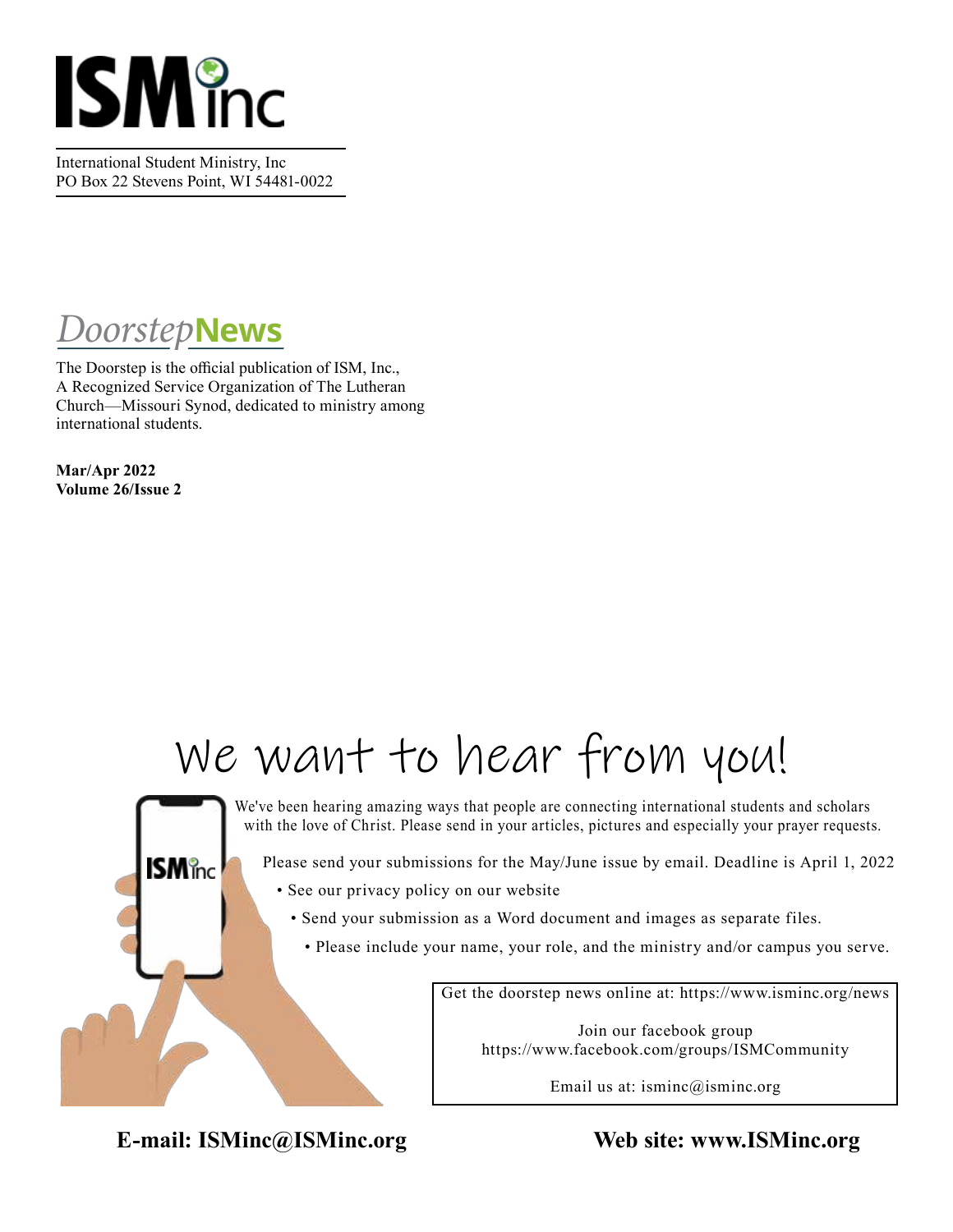# ISM inc

International Student Ministry, Inc
PO Box 22 Stevens Point, WI 54481-0022

## *Doorstep* **News**

The Doorstep is the official publication of ISM, Inc., A Recognized Service Organization of The Lutheran Church—Missouri Synod, dedicated to ministry among international students.

**Mar/Apr 2022**
**Volume 26/Issue 2**

# We want to hear from you!

We've been hearing amazing ways that people are connecting international students and scholars with the love of Christ. Please send in your articles, pictures and especially your prayer requests.

Please send your submissions for the May/June issue by email. Deadline is April 1, 2022

- See our privacy policy on our website
- Send your submission as a Word document and images as separate files.
- Please include your name, your role, and the ministry and/or campus you serve.

Get the doorstep news online at: https://www.isminc.org/news

Join our facebook group
https://www.facebook.com/groups/ISMCommunity

Email us at: isminc@isminc.org

**E-mail: ISMinc@ISMinc.org**

**Web site: www.ISMinc.org**